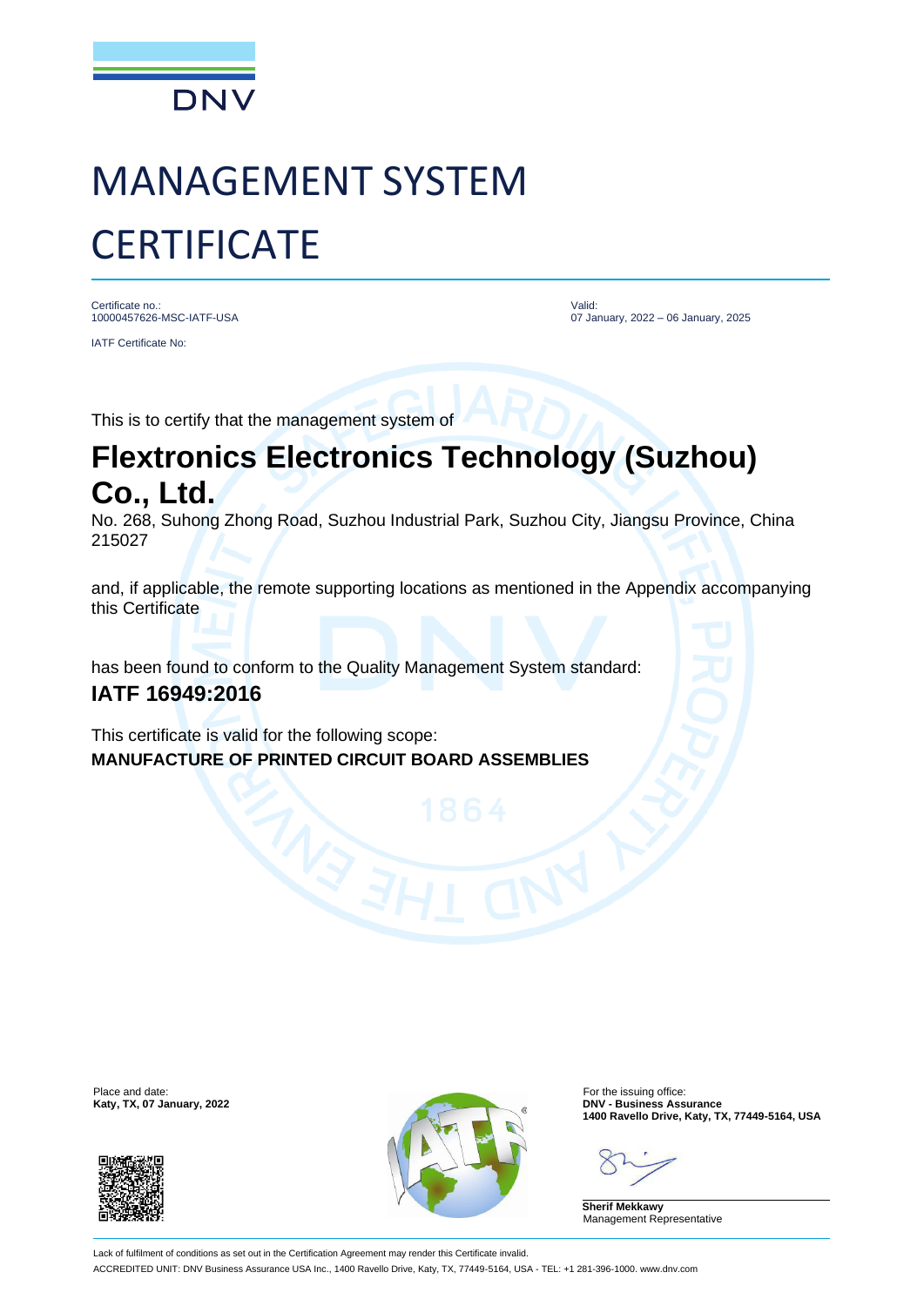DNV

# MANAGEMENT SYSTEM CERTIFICATE

Certificate no.:
10000457626-MSC-IATF-USA

IATF Certificate No:

Valid:
07 January, 2022 – 06 January, 2025

This is to certify that the management system of

## Flextronics Electronics Technology (Suzhou) Co., Ltd.

No. 268, Suhong Zhong Road, Suzhou Industrial Park, Suzhou City, Jiangsu Province, China 215027

and, if applicable, the remote supporting locations as mentioned in the Appendix accompanying this Certificate

has been found to conform to the Quality Management System standard:

**IATF 16949:2016**

This certificate is valid for the following scope:

**MANUFACTURE OF PRINTED CIRCUIT BOARD ASSEMBLIES**

Place and date:
**Katy, TX, 07 January, 2022**

For the issuing office:
**DNV - Business Assurance**
**1400 Ravello Drive, Katy, TX, 77449-5164, USA**

**Sherif Mekkawy**
Management Representative

Lack of fulfilment of conditions as set out in the Certification Agreement may render this Certificate invalid.

ACCREDITED UNIT: DNV Business Assurance USA Inc., 1400 Ravello Drive, Katy, TX, 77449-5164, USA - TEL: +1 281-396-1000. www.dnv.com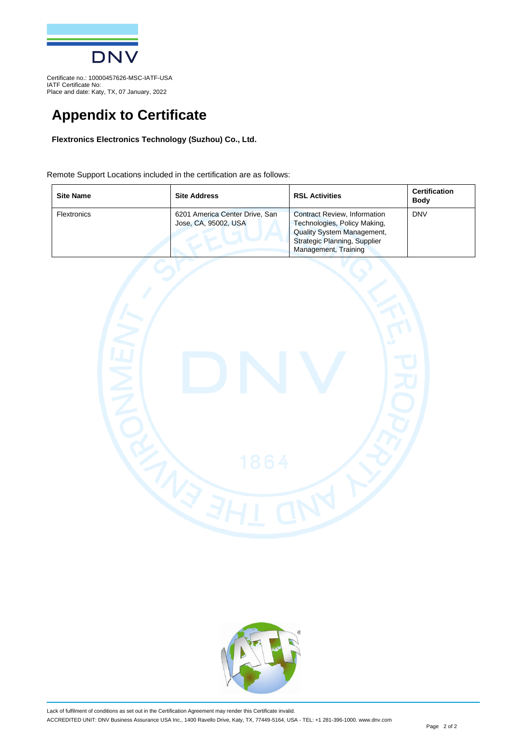Certificate no.: 10000457626-MSC-IATF-USA
IATF Certificate No:
Place and date: Katy, TX, 07 January, 2022

# Appendix to Certificate

**Flextronics Electronics Technology (Suzhou) Co., Ltd.**

Remote Support Locations included in the certification are as follows:

| Site Name | Site Address | RSL Activities | Certification Body |
|---|---|---|---|
| Flextronics | 6201 America Center Drive, San Jose, CA, 95002, USA | Contract Review, Information Technologies, Policy Making, Quality System Management, Strategic Planning, Supplier Management, Training | DNV |

Lack of fulfilment of conditions as set out in the Certification Agreement may render this Certificate invalid.

ACCREDITED UNIT: DNV Business Assurance USA Inc., 1400 Ravello Drive, Katy, TX, 77449-5164, USA - TEL: +1 281-396-1000. www.dnv.com